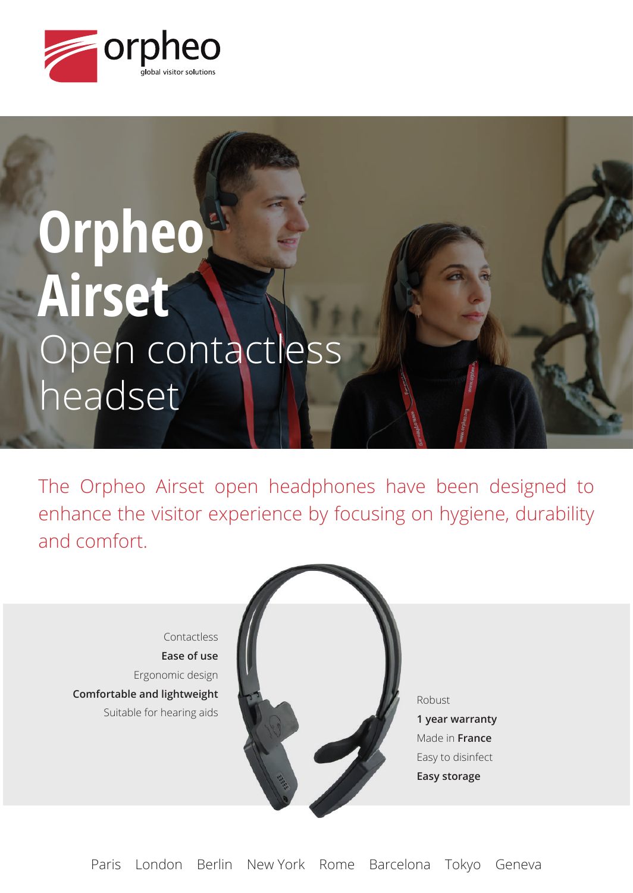orpheo
global visitor solutions

# Orpheo Airset

## Open contactless headset

The Orpheo Airset open headphones have been designed to enhance the visitor experience by focusing on hygiene, durability and comfort.

Contactless
**Ease of use**
Ergonomic design
**Comfortable and lightweight**
Suitable for hearing aids

Robust
**1 year warranty**
Made in **France**
Easy to disinfect
**Easy storage**

Paris London Berlin New York Rome Barcelona Tokyo Geneva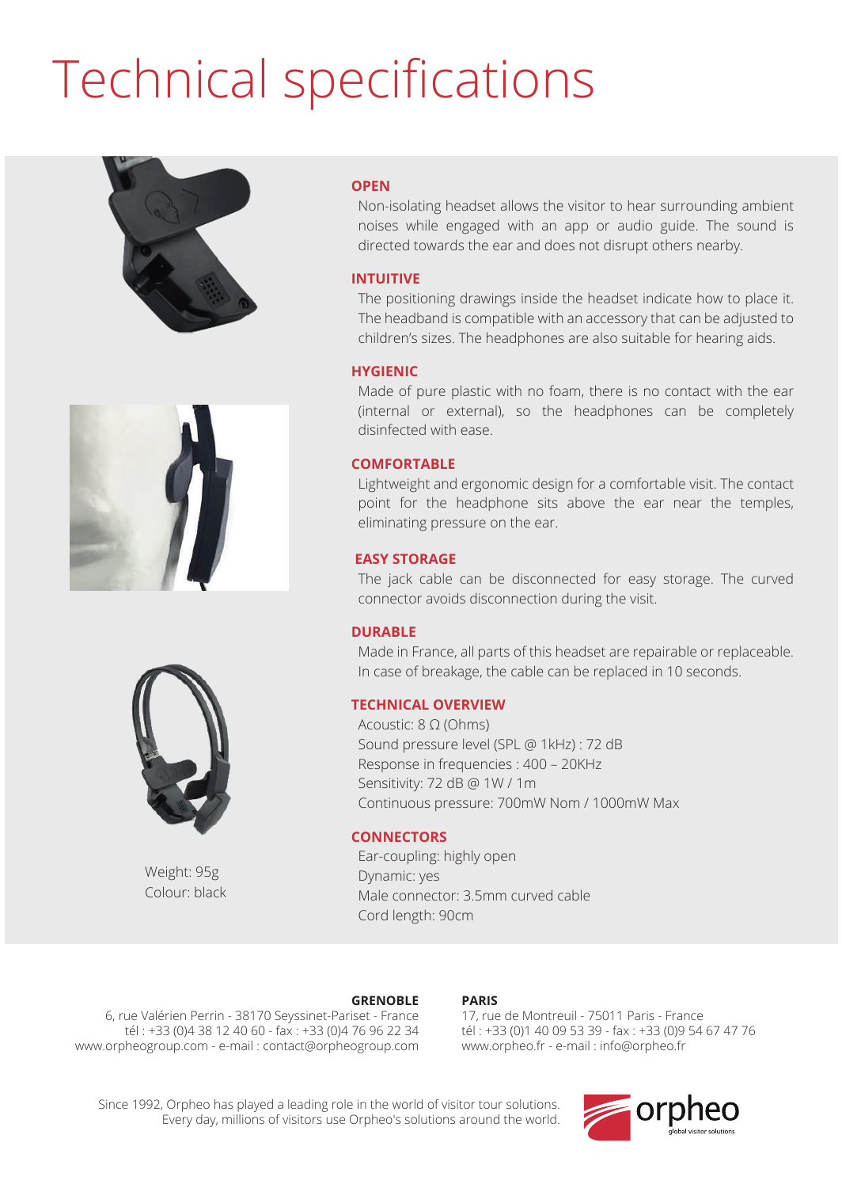# Technical specifications

Weight: 95g
Colour: black

### OPEN

Non-isolating headset allows the visitor to hear surrounding ambient noises while engaged with an app or audio guide. The sound is directed towards the ear and does not disrupt others nearby.

### INTUITIVE

The positioning drawings inside the headset indicate how to place it. The headband is compatible with an accessory that can be adjusted to children's sizes. The headphones are also suitable for hearing aids.

### HYGIENIC

Made of pure plastic with no foam, there is no contact with the ear (internal or external), so the headphones can be completely disinfected with ease.

### COMFORTABLE

Lightweight and ergonomic design for a comfortable visit. The contact point for the headphone sits above the ear near the temples, eliminating pressure on the ear.

### EASY STORAGE

The jack cable can be disconnected for easy storage. The curved connector avoids disconnection during the visit.

### DURABLE

Made in France, all parts of this headset are repairable or replaceable. In case of breakage, the cable can be replaced in 10 seconds.

### TECHNICAL OVERVIEW

Acoustic: 8 Ω (Ohms)
Sound pressure level (SPL @ 1kHz) : 72 dB
Response in frequencies : 400 – 20KHz
Sensitivity: 72 dB @ 1W / 1m
Continuous pressure: 700mW Nom / 1000mW Max

### CONNECTORS

Ear-coupling: highly open
Dynamic: yes
Male connector: 3.5mm curved cable
Cord length: 90cm

**GRENOBLE**
6, rue Valérien Perrin - 38170 Seyssinet-Pariset - France
tél : +33 (0)4 38 12 40 60 - fax : +33 (0)4 76 96 22 34
www.orpheogroup.com - e-mail : contact@orpheogroup.com

**PARIS**
17, rue de Montreuil - 75011 Paris - France
tél : +33 (0)1 40 09 53 39 - fax : +33 (0)9 54 67 47 76
www.orpheo.fr - e-mail : info@orpheo.fr

Since 1992, Orpheo has played a leading role in the world of visitor tour solutions.
Every day, millions of visitors use Orpheo's solutions around the world.

orpheo
global visitor solutions